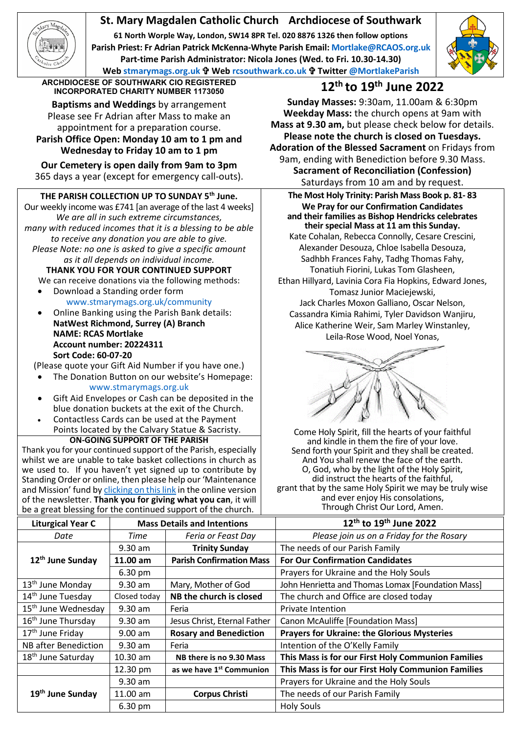# St. Mary Magdalen Catholic Church Archdiocese of Southwark

**61 North Worple Way, London, SW14 8PR Tel. 020 8876 1326 then follow options**
**Parish Priest: Fr Adrian Patrick McKenna-Whyte Parish Email: Mortlake@RCAOS.org.uk**
**Part-time Parish Administrator: Nicola Jones (Wed. to Fri. 10.30-14.30)**
**Web stmarymags.org.uk ✠ Web rcsouthwark.co.uk ✠ Twitter @MortlakeParish**

**ARCHDIOCESE OF SOUTHWARK CIO REGISTERED INCORPORATED CHARITY NUMBER 1173050**

**Baptisms and Weddings** by arrangement
Please see Fr Adrian after Mass to make an appointment for a preparation course.
**Parish Office Open: Monday 10 am to 1 pm and Wednesday to Friday 10 am to 1 pm**

**Our Cemetery is open daily from 9am to 3pm**
365 days a year (except for emergency call-outs).

## 12th to 19th June 2022

**Sunday Masses:** 9:30am, 11.00am & 6:30pm
**Weekday Mass:** the church opens at 9am with **Mass at 9.30 am,** but please check below for details.
**Please note the church is closed on Tuesdays.**
**Adoration of the Blessed Sacrament** on Fridays from 9am, ending with Benediction before 9.30 Mass.
**Sacrament of Reconciliation (Confession)**
Saturdays from 10 am and by request.

**THE PARISH COLLECTION UP TO SUNDAY 5th June.**
Our weekly income was £741 [an average of the last 4 weeks]
*We are all in such extreme circumstances, many with reduced incomes that it is a blessing to be able to receive any donation you are able to give.*
*Please Note: no one is asked to give a specific amount as it all depends on individual income.*
**THANK YOU FOR YOUR CONTINUED SUPPORT**
We can receive donations via the following methods:

- Download a Standing order form www.stmarymags.org.uk/community
- Online Banking using the Parish Bank details:
  **NatWest Richmond, Surrey (A) Branch**
  **NAME: RCAS Mortlake**
  **Account number: 20224311**
  **Sort Code: 60-07-20**

(Please quote your Gift Aid Number if you have one.)

- The Donation Button on our website's Homepage: www.stmarymags.org.uk
- Gift Aid Envelopes or Cash can be deposited in the blue donation buckets at the exit of the Church.
- Contactless Cards can be used at the Payment Points located by the Calvary Statue & Sacristy.

**ON-GOING SUPPORT OF THE PARISH**
Thank you for your continued support of the Parish, especially whilst we are unable to take basket collections in church as we used to. If you haven't yet signed up to contribute by Standing Order or online, then please help our 'Maintenance and Mission' fund by clicking on this link in the online version of the newsletter. **Thank you for giving what you can**, it will be a great blessing for the continued support of the church.

**The Most Holy Trinity: Parish Mass Book p. 81- 83**
**We Pray for our Confirmation Candidates and their families as Bishop Hendricks celebrates their special Mass at 11 am this Sunday.**
Kate Cohalan, Rebecca Connolly, Cesare Crescini, Alexander Desouza, Chloe Isabella Desouza, Sadhbh Frances Fahy, Tadhg Thomas Fahy, Tonatiuh Fiorini, Lukas Tom Glasheen, Ethan Hillyard, Lavinia Cora Fia Hopkins, Edward Jones, Tomasz Junior Maciejewski, Jack Charles Moxon Galliano, Oscar Nelson, Cassandra Kimia Rahimi, Tyler Davidson Wanjiru, Alice Katherine Weir, Sam Marley Winstanley, Leila-Rose Wood, Noel Yonas,

Come Holy Spirit, fill the hearts of your faithful
and kindle in them the fire of your love.
Send forth your Spirit and they shall be created.
And You shall renew the face of the earth.
O, God, who by the light of the Holy Spirit,
did instruct the hearts of the faithful,
grant that by the same Holy Spirit we may be truly wise
and ever enjoy His consolations,
Through Christ Our Lord, Amen.

| Liturgical Year C | Mass Details and Intentions | | 12th to 19th June 2022 |
|---|---|---|---|
| *Date* | *Time* | *Feria or Feast Day* | *Please join us on a Friday for the Rosary* |
| 12th June Sunday | 9.30 am | **Trinity Sunday** | The needs of our Parish Family |
| | **11.00 am** | **Parish Confirmation Mass** | **For Our Confirmation Candidates** |
| | 6.30 pm | | Prayers for Ukraine and the Holy Souls |
| 13th June Monday | 9.30 am | Mary, Mother of God | John Henrietta and Thomas Lomax [Foundation Mass] |
| 14th June Tuesday | Closed today | **NB the church is closed** | The church and Office are closed today |
| 15th June Wednesday | 9.30 am | Feria | Private Intention |
| 16th June Thursday | 9.30 am | Jesus Christ, Eternal Father | Canon McAuliffe [Foundation Mass] |
| 17th June Friday | 9.00 am | **Rosary and Benediction** | **Prayers for Ukraine: the Glorious Mysteries** |
| NB after Benediction | 9.30 am | Feria | Intention of the O'Kelly Family |
| 18th June Saturday | 10.30 am | **NB there is no 9.30 Mass** | **This Mass is for our First Holy Communion Families** |
| | 12.30 pm | **as we have 1st Communion** | **This Mass is for our First Holy Communion Families** |
| 19th June Sunday | 9.30 am | | Prayers for Ukraine and the Holy Souls |
| | 11.00 am | **Corpus Christi** | The needs of our Parish Family |
| | 6.30 pm | | Holy Souls |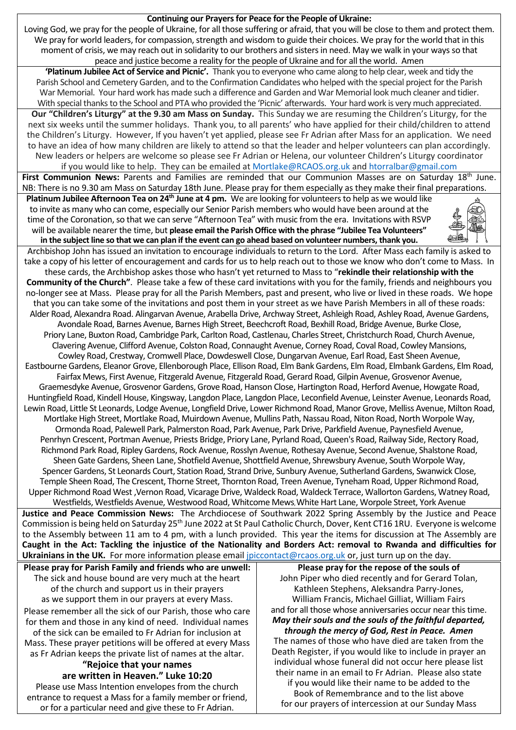**Continuing our Prayers for Peace for the People of Ukraine:**

Loving God, we pray for the people of Ukraine, for all those suffering or afraid, that you will be close to them and protect them. We pray for world leaders, for compassion, strength and wisdom to guide their choices. We pray for the world that in this moment of crisis, we may reach out in solidarity to our brothers and sisters in need. May we walk in your ways so that peace and justice become a reality for the people of Ukraine and for all the world. Amen

**'Platinum Jubilee Act of Service and Picnic'.** Thank you to everyone who came along to help clear, week and tidy the Parish School and Cemetery Garden, and to the Confirmation Candidates who helped with the special project for the Parish War Memorial. Your hard work has made such a difference and Garden and War Memorial look much cleaner and tidier. With special thanks to the School and PTA who provided the 'Picnic' afterwards. Your hard work is very much appreciated.

**Our "Children's Liturgy" at the 9.30 am Mass on Sunday.** This Sunday we are resuming the Children's Liturgy, for the next six weeks until the summer holidays. Thank you, to all parents' who have applied for their child/children to attend the Children's Liturgy. However, If you haven't yet applied, please see Fr Adrian after Mass for an application. We need to have an idea of how many children are likely to attend so that the leader and helper volunteers can plan accordingly. New leaders or helpers are welcome so please see Fr Adrian or Helena, our volunteer Children's Liturgy coordinator if you would like to help. They can be emailed at Mortlake@RCAOS.org.uk and htorralbar@gmail.com

**First Communion News:** Parents and Families are reminded that our Communion Masses are on Saturday 18th June. NB: There is no 9.30 am Mass on Saturday 18th June. Please pray for them especially as they make their final preparations.

**Platinum Jubilee Afternoon Tea on 24th June at 4 pm.** We are looking for volunteers to help as we would like to invite as many who can come, especially our Senior Parish members who would have been around at the time of the Coronation, so that we can serve "Afternoon Tea" with music from the era. Invitations with RSVP will be available nearer the time, but **please email the Parish Office with the phrase "Jubilee Tea Volunteers" in the subject line so that we can plan if the event can go ahead based on volunteer numbers, thank you.**

Archbishop John has issued an invitation to encourage individuals to return to the Lord. After Mass each family is asked to take a copy of his letter of encouragement and cards for us to help reach out to those we know who don't come to Mass. In these cards, the Archbishop askes those who hasn't yet returned to Mass to "**rekindle their relationship with the Community of the Church"**. Please take a few of these card invitations with you for the family, friends and neighbours you no-longer see at Mass. Please pray for all the Parish Members, past and present, who live or lived in these roads. We hope that you can take some of the invitations and post them in your street as we have Parish Members in all of these roads: Alder Road, Alexandra Road. Alingarvan Avenue, Arabella Drive, Archway Street, Ashleigh Road, Ashley Road, Avenue Gardens, Avondale Road, Barnes Avenue, Barnes High Street, Beechcroft Road, Bexhill Road, Bridge Avenue, Burke Close, Priory Lane, Buxton Road, Cambridge Park, Carlton Road, Castlenau, Charles Street, Christchurch Road, Church Avenue, Clavering Avenue, Clifford Avenue, Colston Road, Connaught Avenue, Corney Road, Coval Road, Cowley Mansions, Cowley Road, Crestway, Cromwell Place, Dowdeswell Close, Dungarvan Avenue, Earl Road, East Sheen Avenue, Eastbourne Gardens, Eleanor Grove, Ellenborough Place, Ellison Road, Elm Bank Gardens, Elm Road, Elmbank Gardens, Elm Road, Fairfax Mews, First Avenue, Fitzgerald Avenue, Fitzgerald Road, Gerard Road, Gilpin Avenue, Grosvenor Avenue, Graemesdyke Avenue, Grosvenor Gardens, Grove Road, Hanson Close, Hartington Road, Herford Avenue, Howgate Road, Huntingfield Road, Kindell House, Kingsway, Langdon Place, Langdon Place, Leconfield Avenue, Leinster Avenue, Leonards Road, Lewin Road, Little St Leonards, Lodge Avenue, Longfield Drive, Lower Richmond Road, Manor Grove, Melliss Avenue, Milton Road, Mortlake High Street, Mortlake Road, Muirdown Avenue, Mullins Path, Nassau Road, Niton Road, North Worpole Way, Ormonda Road, Palewell Park, Palmerston Road, Park Avenue, Park Drive, Parkfield Avenue, Paynesfield Avenue, Penrhyn Crescent, Portman Avenue, Priests Bridge, Priory Lane, Pyrland Road, Queen's Road, Railway Side, Rectory Road, Richmond Park Road, Ripley Gardens, Rock Avenue, Rosslyn Avenue, Rothesay Avenue, Second Avenue, Shalstone Road, Sheen Gate Gardens, Sheen Lane, Shotfield Avenue, Shottfield Avenue, Shrewsbury Avenue, South Worpole Way, Spencer Gardens, St Leonards Court, Station Road, Strand Drive, Sunbury Avenue, Sutherland Gardens, Swanwick Close, Temple Sheen Road, The Crescent, Thorne Street, Thornton Road, Treen Avenue, Tyneham Road, Upper Richmond Road, Upper Richmond Road West ,Vernon Road, Vicarage Drive, Waldeck Road, Waldeck Terrace, Wallorton Gardens, Watney Road, Westfields, Westfields Avenue, Westwood Road, Whitcome Mews, White Hart Lane, Worpole Street, York Avenue

**Justice and Peace Commission News:** The Archdiocese of Southwark 2022 Spring Assembly by the Justice and Peace Commission is being held on Saturday 25th June 2022 at St Paul Catholic Church, Dover, Kent CT16 1RU. Everyone is welcome to the Assembly between 11 am to 4 pm, with a lunch provided. This year the items for discussion at The Assembly are **Caught in the Act: Tackling the injustice of the Nationality and Borders Act: removal to Rwanda and difficulties for Ukrainians in the UK.** For more information please email jpiccontact@rcaos.org.uk or, just turn up on the day.

**Please pray for Parish Family and friends who are unwell:**

The sick and house bound are very much at the heart of the church and support us in their prayers as we support them in our prayers at every Mass.

Please remember all the sick of our Parish, those who care for them and those in any kind of need. Individual names of the sick can be emailed to Fr Adrian for inclusion at Mass. These prayer petitions will be offered at every Mass as Fr Adrian keeps the private list of names at the altar.

**"Rejoice that your names are written in Heaven." Luke 10:20**

Please use Mass Intention envelopes from the church entrance to request a Mass for a family member or friend, or for a particular need and give these to Fr Adrian.

**Please pray for the repose of the souls of**

John Piper who died recently and for Gerard Tolan, Kathleen Stephens, Aleksandra Parry-Jones, William Francis, Michael Gilliat, William Fairs and for all those whose anniversaries occur near this time.

***May their souls and the souls of the faithful departed, through the mercy of God, Rest in Peace. Amen***

The names of those who have died are taken from the Death Register, if you would like to include in prayer an individual whose funeral did not occur here please list their name in an email to Fr Adrian. Please also state if you would like their name to be added to the Book of Remembrance and to the list above for our prayers of intercession at our Sunday Mass